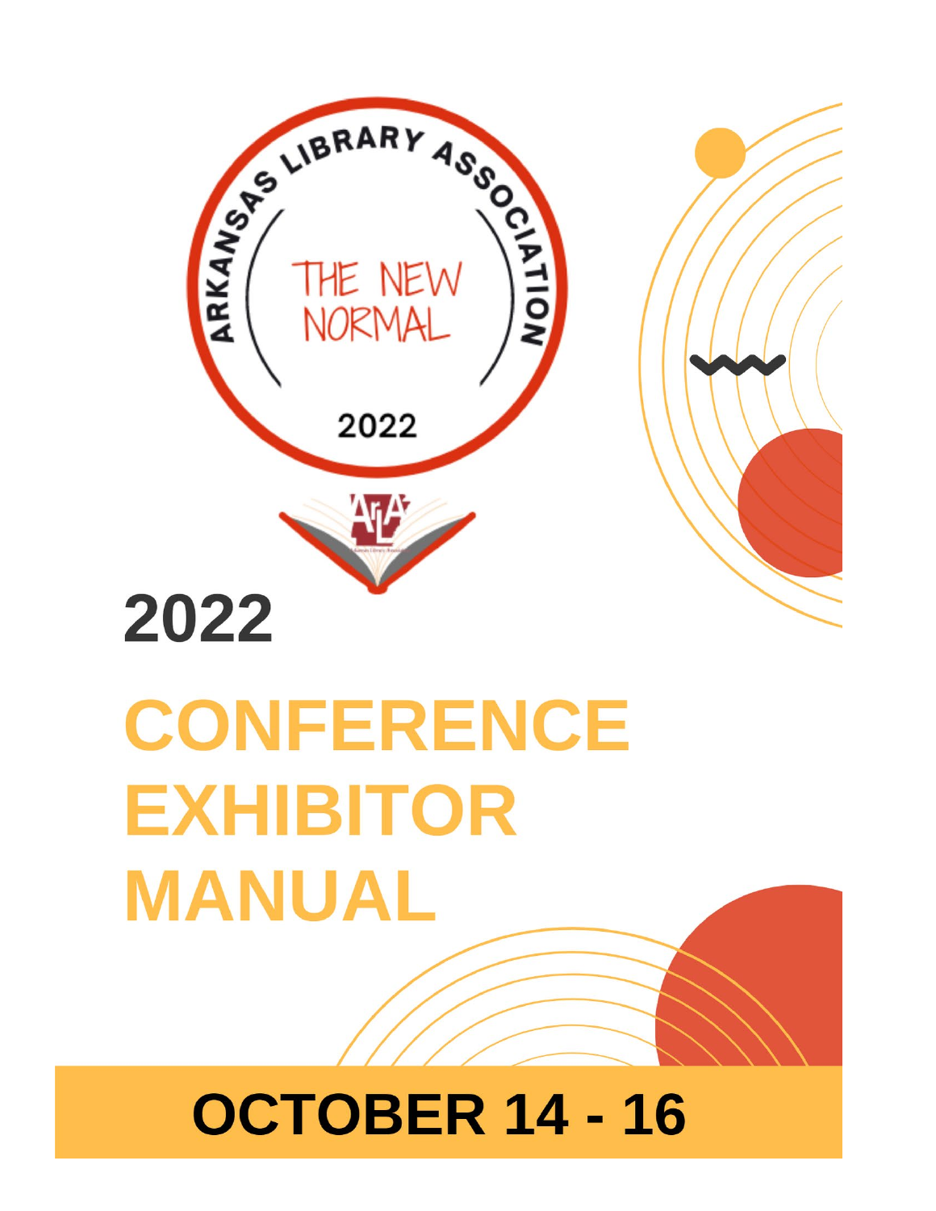ARKANSAS LIBRARY ASSOCIATION

THE NEW NORMAL

2022

# 2022

# CONFERENCE EXHIBITOR MANUAL

## OCTOBER 14 - 16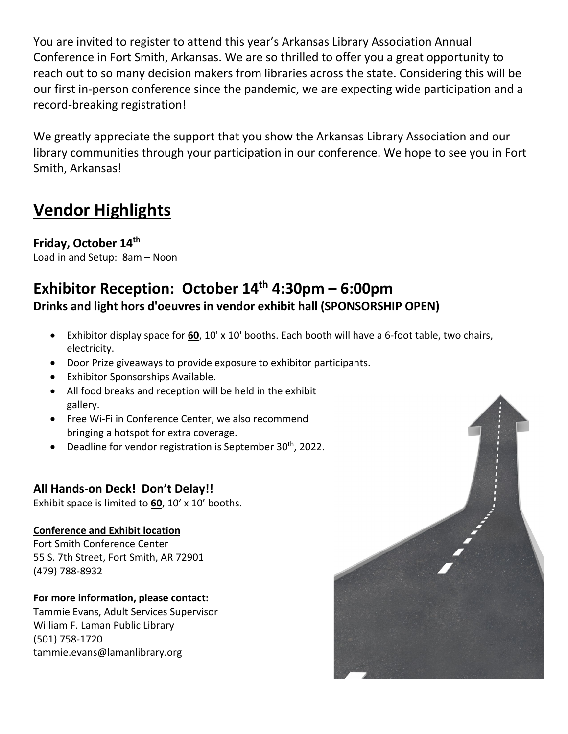You are invited to register to attend this year's Arkansas Library Association Annual Conference in Fort Smith, Arkansas. We are so thrilled to offer you a great opportunity to reach out to so many decision makers from libraries across the state. Considering this will be our first in-person conference since the pandemic, we are expecting wide participation and a record-breaking registration!

We greatly appreciate the support that you show the Arkansas Library Association and our library communities through your participation in our conference. We hope to see you in Fort Smith, Arkansas!

## Vendor Highlights

**Friday, October 14th**
Load in and Setup: 8am – Noon

## Exhibitor Reception: October 14th 4:30pm – 6:00pm

**Drinks and light hors d'oeuvres in vendor exhibit hall (SPONSORSHIP OPEN)**

- Exhibitor display space for **60**, 10' x 10' booths. Each booth will have a 6-foot table, two chairs, electricity.
- Door Prize giveaways to provide exposure to exhibitor participants.
- Exhibitor Sponsorships Available.
- All food breaks and reception will be held in the exhibit gallery.
- Free Wi-Fi in Conference Center, we also recommend bringing a hotspot for extra coverage.
- Deadline for vendor registration is September 30th, 2022.

### All Hands-on Deck! Don't Delay!!

Exhibit space is limited to **60**, 10' x 10' booths.

**Conference and Exhibit location**
Fort Smith Conference Center
55 S. 7th Street, Fort Smith, AR 72901
(479) 788-8932

**For more information, please contact:**
Tammie Evans, Adult Services Supervisor
William F. Laman Public Library
(501) 758-1720
tammie.evans@lamanlibrary.org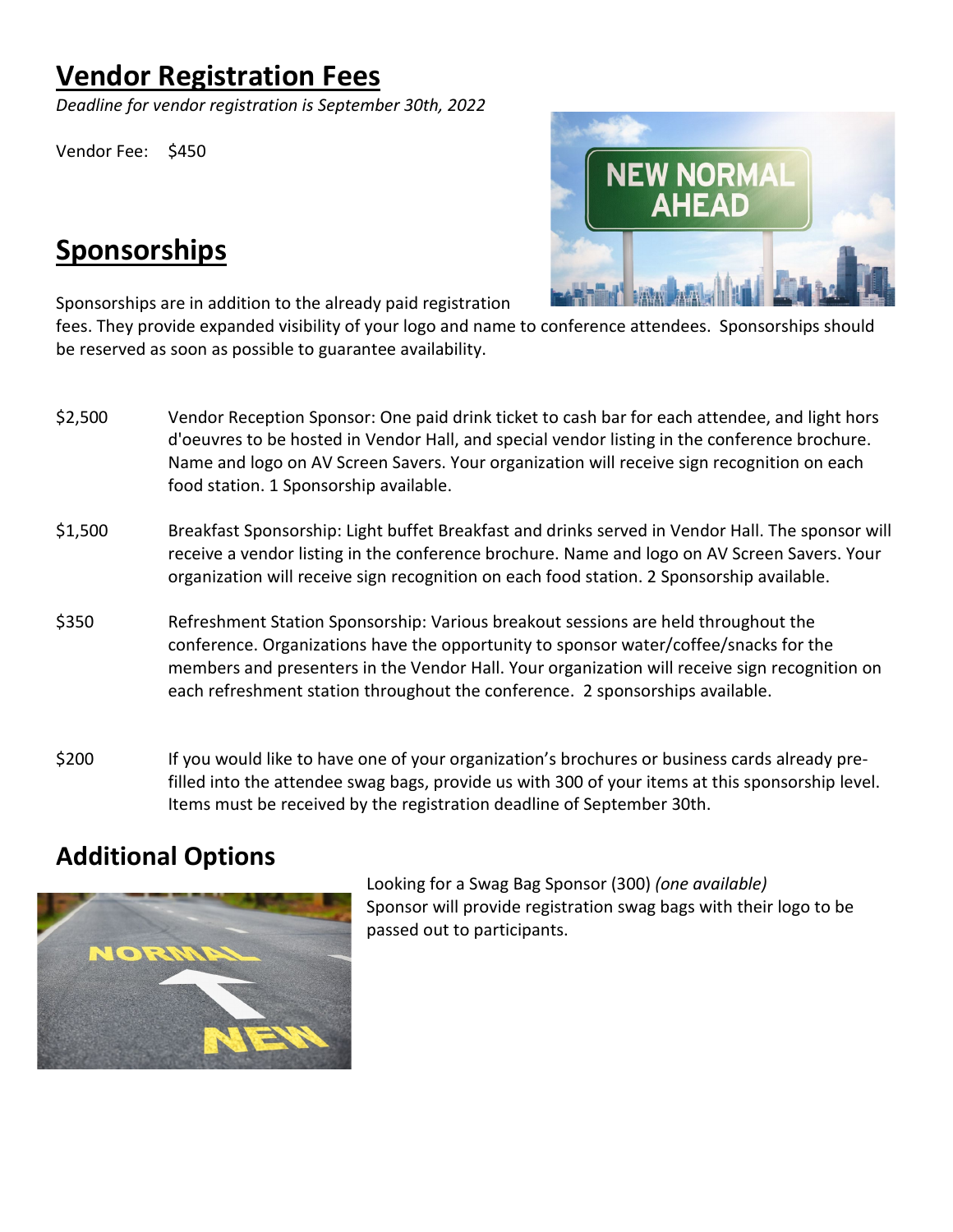# Vendor Registration Fees

*Deadline for vendor registration is September 30th, 2022*

Vendor Fee: $450

# Sponsorships

Sponsorships are in addition to the already paid registration fees. They provide expanded visibility of your logo and name to conference attendees. Sponsorships should be reserved as soon as possible to guarantee availability.

$2,500 — Vendor Reception Sponsor: One paid drink ticket to cash bar for each attendee, and light hors d'oeuvres to be hosted in Vendor Hall, and special vendor listing in the conference brochure. Name and logo on AV Screen Savers. Your organization will receive sign recognition on each food station. 1 Sponsorship available.

$1,500 — Breakfast Sponsorship: Light buffet Breakfast and drinks served in Vendor Hall. The sponsor will receive a vendor listing in the conference brochure. Name and logo on AV Screen Savers. Your organization will receive sign recognition on each food station. 2 Sponsorship available.

$350 — Refreshment Station Sponsorship: Various breakout sessions are held throughout the conference. Organizations have the opportunity to sponsor water/coffee/snacks for the members and presenters in the Vendor Hall. Your organization will receive sign recognition on each refreshment station throughout the conference. 2 sponsorships available.

$200 — If you would like to have one of your organization's brochures or business cards already pre-filled into the attendee swag bags, provide us with 300 of your items at this sponsorship level. Items must be received by the registration deadline of September 30th.

## Additional Options

Looking for a Swag Bag Sponsor (300) *(one available)*
Sponsor will provide registration swag bags with their logo to be passed out to participants.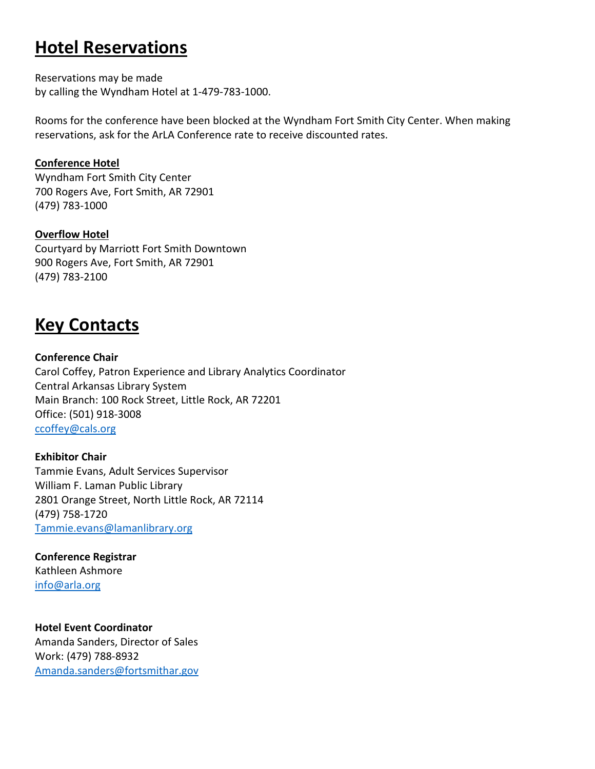# Hotel Reservations

Reservations may be made
by calling the Wyndham Hotel at 1-479-783-1000.

Rooms for the conference have been blocked at the Wyndham Fort Smith City Center. When making reservations, ask for the ArLA Conference rate to receive discounted rates.

**Conference Hotel**
Wyndham Fort Smith City Center
700 Rogers Ave, Fort Smith, AR 72901
(479) 783-1000

**Overflow Hotel**
Courtyard by Marriott Fort Smith Downtown
900 Rogers Ave, Fort Smith, AR 72901
(479) 783-2100

# Key Contacts

**Conference Chair**
Carol Coffey, Patron Experience and Library Analytics Coordinator
Central Arkansas Library System
Main Branch: 100 Rock Street, Little Rock, AR 72201
Office: (501) 918-3008
ccoffey@cals.org

**Exhibitor Chair**
Tammie Evans, Adult Services Supervisor
William F. Laman Public Library
2801 Orange Street, North Little Rock, AR 72114
(479) 758-1720
Tammie.evans@lamanlibrary.org

**Conference Registrar**
Kathleen Ashmore
info@arla.org

**Hotel Event Coordinator**
Amanda Sanders, Director of Sales
Work: (479) 788-8932
Amanda.sanders@fortsmithar.gov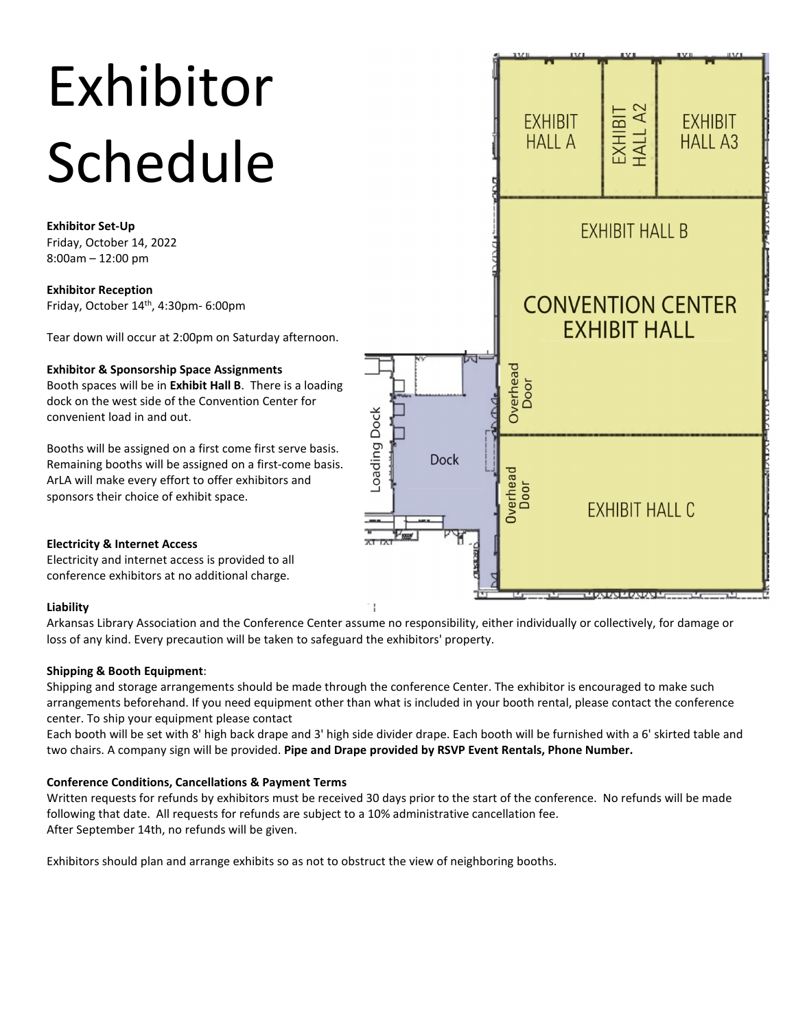# Exhibitor Schedule

**Exhibitor Set-Up**
Friday, October 14, 2022
8:00am – 12:00 pm

**Exhibitor Reception**
Friday, October 14th, 4:30pm- 6:00pm

Tear down will occur at 2:00pm on Saturday afternoon.

**Exhibitor & Sponsorship Space Assignments**
Booth spaces will be in **Exhibit Hall B**. There is a loading dock on the west side of the Convention Center for convenient load in and out.

Booths will be assigned on a first come first serve basis. Remaining booths will be assigned on a first-come basis. ArLA will make every effort to offer exhibitors and sponsors their choice of exhibit space.

**Electricity & Internet Access**
Electricity and internet access is provided to all conference exhibitors at no additional charge.

EXHIBIT HALL A | EXHIBIT HALL A2 | EXHIBIT HALL A3

EXHIBIT HALL B

CONVENTION CENTER EXHIBIT HALL

EXHIBIT HALL C

Loading Dock | Dock | Overhead Door | Overhead Door

**Liability**
Arkansas Library Association and the Conference Center assume no responsibility, either individually or collectively, for damage or loss of any kind. Every precaution will be taken to safeguard the exhibitors' property.

**Shipping & Booth Equipment**:
Shipping and storage arrangements should be made through the conference Center. The exhibitor is encouraged to make such arrangements beforehand. If you need equipment other than what is included in your booth rental, please contact the conference center. To ship your equipment please contact
Each booth will be set with 8' high back drape and 3' high side divider drape. Each booth will be furnished with a 6' skirted table and two chairs. A company sign will be provided. **Pipe and Drape provided by RSVP Event Rentals, Phone Number.**

**Conference Conditions, Cancellations & Payment Terms**
Written requests for refunds by exhibitors must be received 30 days prior to the start of the conference. No refunds will be made following that date. All requests for refunds are subject to a 10% administrative cancellation fee.
After September 14th, no refunds will be given.

Exhibitors should plan and arrange exhibits so as not to obstruct the view of neighboring booths.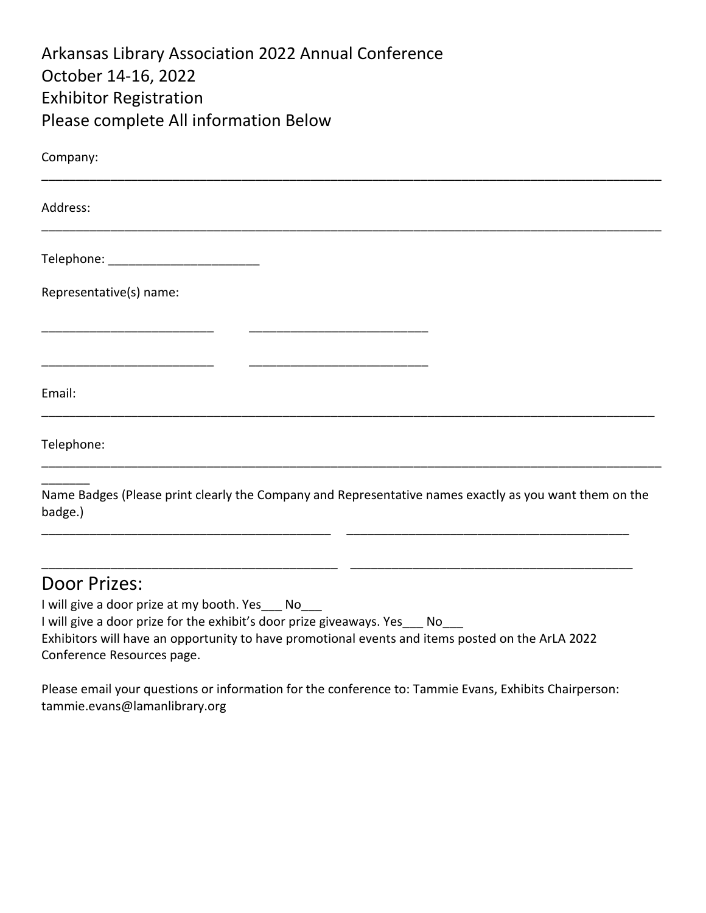# Arkansas Library Association 2022 Annual Conference
# October 14-16, 2022
# Exhibitor Registration
# Please complete All information Below

Company:

_______________________________________________________________________________________

Address:

_______________________________________________________________________________________

Telephone: ______________________

Representative(s) name:

__________________________ __________________________

__________________________ __________________________

Email:

_______________________________________________________________________________________

Telephone:

_______________________________________________________________________________________
_______

Name Badges (Please print clearly the Company and Representative names exactly as you want them on the badge.)

__________________________________________ __________________________________________

__________________________________________ __________________________________________

## Door Prizes:

I will give a door prize at my booth. Yes___ No___

I will give a door prize for the exhibit's door prize giveaways. Yes___ No___

Exhibitors will have an opportunity to have promotional events and items posted on the ArLA 2022 Conference Resources page.

Please email your questions or information for the conference to: Tammie Evans, Exhibits Chairperson: tammie.evans@lamanlibrary.org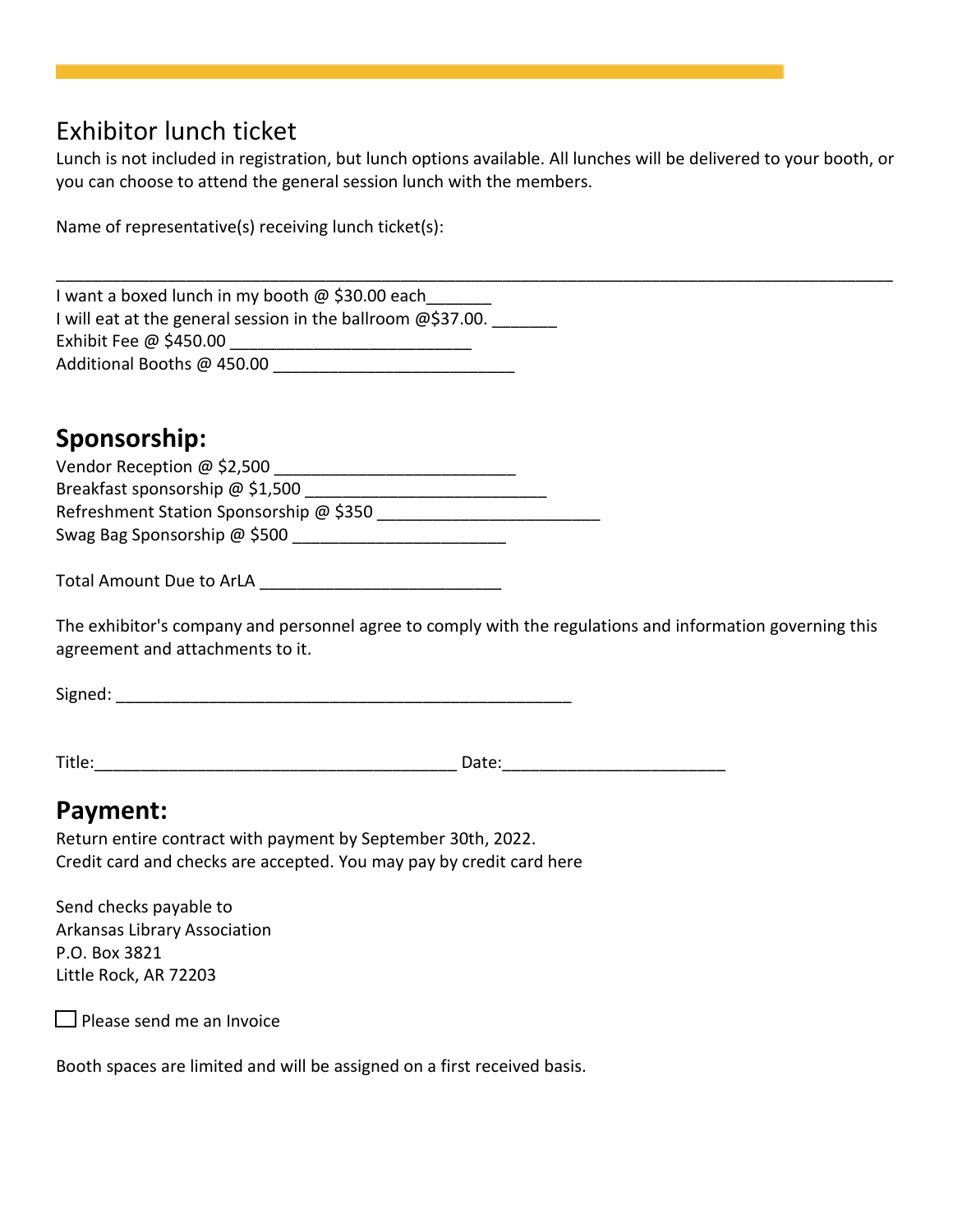## Exhibitor lunch ticket

Lunch is not included in registration, but lunch options available. All lunches will be delivered to your booth, or you can choose to attend the general session lunch with the members.

Name of representative(s) receiving lunch ticket(s):

_______________________________________________________________________________________________

I want a boxed lunch in my booth @ $30.00 each_______
I will eat at the general session in the ballroom @$37.00. _______
Exhibit Fee @ $450.00 _________________________
Additional Booths @ 450.00 _________________________

## Sponsorship:

Vendor Reception @ $2,500 _________________________
Breakfast sponsorship @ $1,500 _________________________
Refreshment Station Sponsorship @ $350 _______________________
Swag Bag Sponsorship @ $500 _______________________

Total Amount Due to ArLA _________________________

The exhibitor's company and personnel agree to comply with the regulations and information governing this agreement and attachments to it.

Signed: ___________________________________________________

Title:_______________________________________ Date:_______________________

## Payment:

Return entire contract with payment by September 30th, 2022.
Credit card and checks are accepted. You may pay by credit card here

Send checks payable to
Arkansas Library Association
P.O. Box 3821
Little Rock, AR 72203

☐ Please send me an Invoice

Booth spaces are limited and will be assigned on a first received basis.